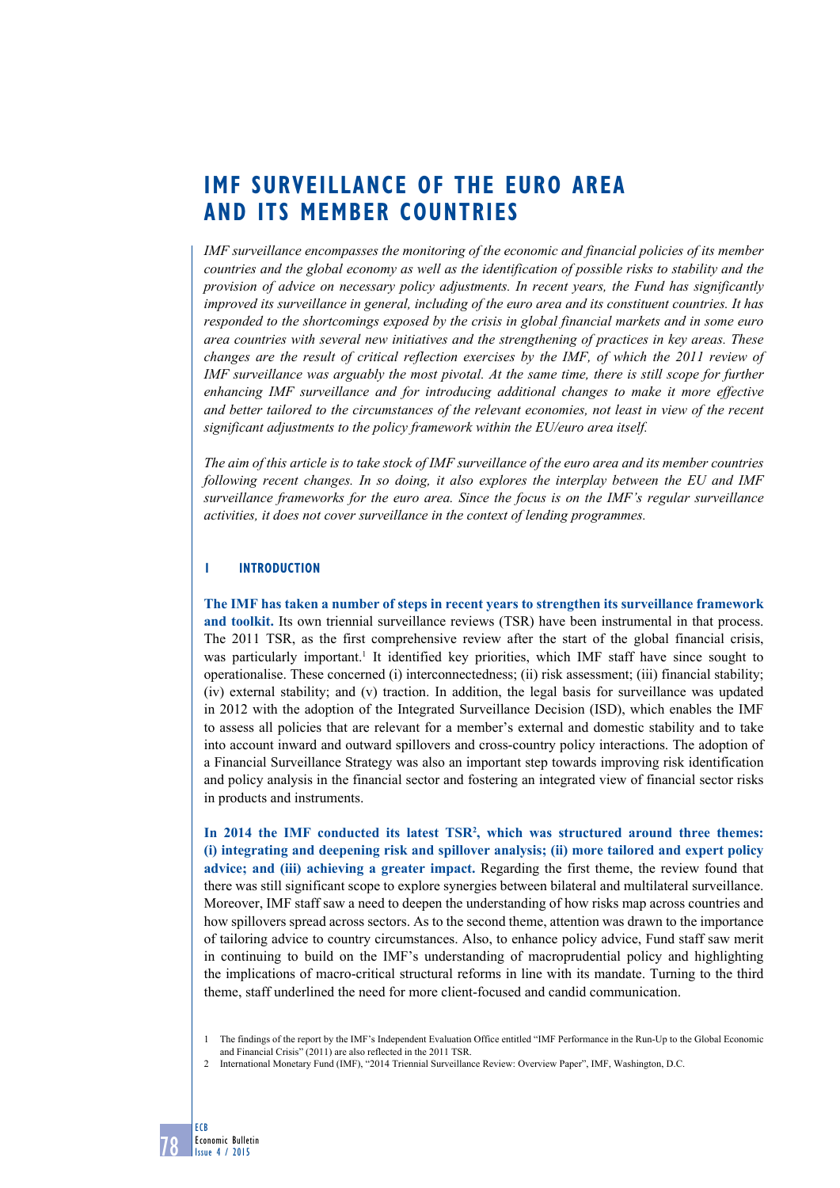# IMF SURVEILLANCE OF THE EURO AREA AND ITS MEMBER COUNTRIES

*IMF surveillance encompasses the monitoring of the economic and financial policies of its member countries and the global economy as well as the identification of possible risks to stability and the provision of advice on necessary policy adjustments. In recent years, the Fund has significantly improved its surveillance in general, including of the euro area and its constituent countries. It has responded to the shortcomings exposed by the crisis in global financial markets and in some euro area countries with several new initiatives and the strengthening of practices in key areas. These changes are the result of critical reflection exercises by the IMF, of which the 2011 review of IMF surveillance was arguably the most pivotal. At the same time, there is still scope for further enhancing IMF surveillance and for introducing additional changes to make it more effective and better tailored to the circumstances of the relevant economies, not least in view of the recent significant adjustments to the policy framework within the EU/euro area itself.*

*The aim of this article is to take stock of IMF surveillance of the euro area and its member countries following recent changes. In so doing, it also explores the interplay between the EU and IMF surveillance frameworks for the euro area. Since the focus is on the IMF's regular surveillance activities, it does not cover surveillance in the context of lending programmes.*

## 1 INTRODUCTION

**The IMF has taken a number of steps in recent years to strengthen its surveillance framework and toolkit.** Its own triennial surveillance reviews (TSR) have been instrumental in that process. The 2011 TSR, as the first comprehensive review after the start of the global financial crisis, was particularly important.[1] It identified key priorities, which IMF staff have since sought to operationalise. These concerned (i) interconnectedness; (ii) risk assessment; (iii) financial stability; (iv) external stability; and (v) traction. In addition, the legal basis for surveillance was updated in 2012 with the adoption of the Integrated Surveillance Decision (ISD), which enables the IMF to assess all policies that are relevant for a member's external and domestic stability and to take into account inward and outward spillovers and cross-country policy interactions. The adoption of a Financial Surveillance Strategy was also an important step towards improving risk identification and policy analysis in the financial sector and fostering an integrated view of financial sector risks in products and instruments.

**In 2014 the IMF conducted its latest TSR[2], which was structured around three themes: (i) integrating and deepening risk and spillover analysis; (ii) more tailored and expert policy advice; and (iii) achieving a greater impact.** Regarding the first theme, the review found that there was still significant scope to explore synergies between bilateral and multilateral surveillance. Moreover, IMF staff saw a need to deepen the understanding of how risks map across countries and how spillovers spread across sectors. As to the second theme, attention was drawn to the importance of tailoring advice to country circumstances. Also, to enhance policy advice, Fund staff saw merit in continuing to build on the IMF's understanding of macroprudential policy and highlighting the implications of macro-critical structural reforms in line with its mandate. Turning to the third theme, staff underlined the need for more client-focused and candid communication.

1 The findings of the report by the IMF's Independent Evaluation Office entitled "IMF Performance in the Run-Up to the Global Economic and Financial Crisis" (2011) are also reflected in the 2011 TSR.

2 International Monetary Fund (IMF), "2014 Triennial Surveillance Review: Overview Paper", IMF, Washington, D.C.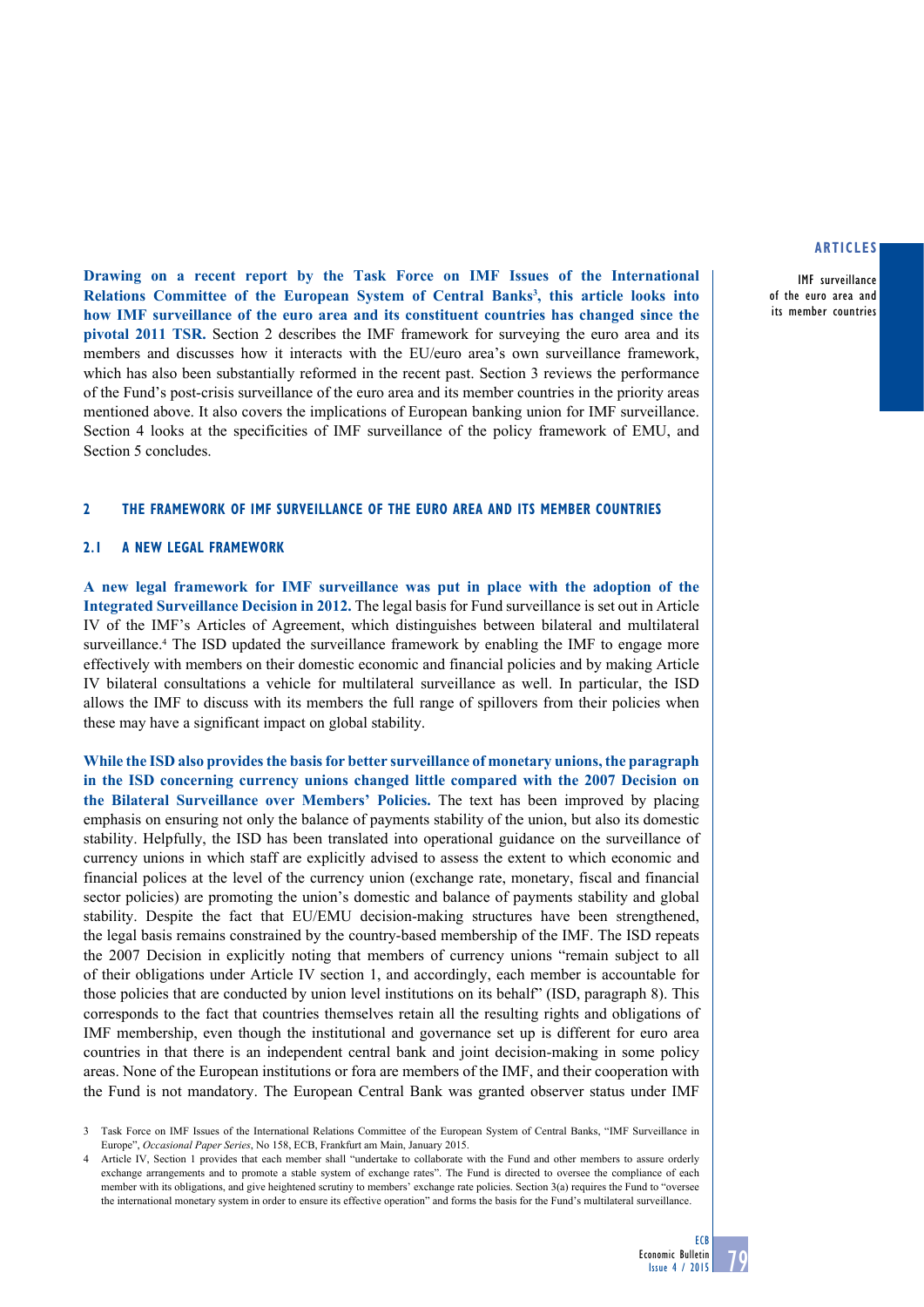**Drawing on a recent report by the Task Force on IMF Issues of the International Relations Committee of the European System of Central Banks[3], this article looks into how IMF surveillance of the euro area and its constituent countries has changed since the pivotal 2011 TSR.** Section 2 describes the IMF framework for surveying the euro area and its members and discusses how it interacts with the EU/euro area's own surveillance framework, which has also been substantially reformed in the recent past. Section 3 reviews the performance of the Fund's post-crisis surveillance of the euro area and its member countries in the priority areas mentioned above. It also covers the implications of European banking union for IMF surveillance. Section 4 looks at the specificities of IMF surveillance of the policy framework of EMU, and Section 5 concludes.

## 2 THE FRAMEWORK OF IMF SURVEILLANCE OF THE EURO AREA AND ITS MEMBER COUNTRIES

### 2.1 A NEW LEGAL FRAMEWORK

**A new legal framework for IMF surveillance was put in place with the adoption of the Integrated Surveillance Decision in 2012.** The legal basis for Fund surveillance is set out in Article IV of the IMF's Articles of Agreement, which distinguishes between bilateral and multilateral surveillance.[4] The ISD updated the surveillance framework by enabling the IMF to engage more effectively with members on their domestic economic and financial policies and by making Article IV bilateral consultations a vehicle for multilateral surveillance as well. In particular, the ISD allows the IMF to discuss with its members the full range of spillovers from their policies when these may have a significant impact on global stability.

**While the ISD also provides the basis for better surveillance of monetary unions, the paragraph in the ISD concerning currency unions changed little compared with the 2007 Decision on the Bilateral Surveillance over Members' Policies.** The text has been improved by placing emphasis on ensuring not only the balance of payments stability of the union, but also its domestic stability. Helpfully, the ISD has been translated into operational guidance on the surveillance of currency unions in which staff are explicitly advised to assess the extent to which economic and financial polices at the level of the currency union (exchange rate, monetary, fiscal and financial sector policies) are promoting the union's domestic and balance of payments stability and global stability. Despite the fact that EU/EMU decision-making structures have been strengthened, the legal basis remains constrained by the country-based membership of the IMF. The ISD repeats the 2007 Decision in explicitly noting that members of currency unions "remain subject to all of their obligations under Article IV section 1, and accordingly, each member is accountable for those policies that are conducted by union level institutions on its behalf" (ISD, paragraph 8). This corresponds to the fact that countries themselves retain all the resulting rights and obligations of IMF membership, even though the institutional and governance set up is different for euro area countries in that there is an independent central bank and joint decision-making in some policy areas. None of the European institutions or fora are members of the IMF, and their cooperation with the Fund is not mandatory. The European Central Bank was granted observer status under IMF

3 Task Force on IMF Issues of the International Relations Committee of the European System of Central Banks, "IMF Surveillance in Europe", *Occasional Paper Series*, No 158, ECB, Frankfurt am Main, January 2015.

4 Article IV, Section 1 provides that each member shall "undertake to collaborate with the Fund and other members to assure orderly exchange arrangements and to promote a stable system of exchange rates". The Fund is directed to oversee the compliance of each member with its obligations, and give heightened scrutiny to members' exchange rate policies. Section 3(a) requires the Fund to "oversee the international monetary system in order to ensure its effective operation" and forms the basis for the Fund's multilateral surveillance.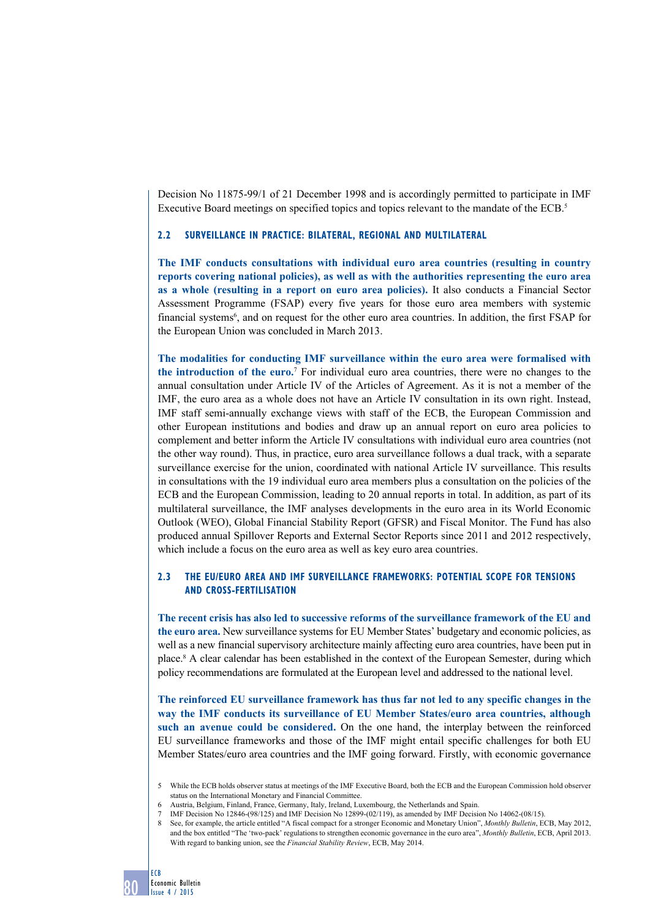Decision No 11875-99/1 of 21 December 1998 and is accordingly permitted to participate in IMF Executive Board meetings on specified topics and topics relevant to the mandate of the ECB.[5]

### 2.2 SURVEILLANCE IN PRACTICE: BILATERAL, REGIONAL AND MULTILATERAL

**The IMF conducts consultations with individual euro area countries (resulting in country reports covering national policies), as well as with the authorities representing the euro area as a whole (resulting in a report on euro area policies).** It also conducts a Financial Sector Assessment Programme (FSAP) every five years for those euro area members with systemic financial systems[6], and on request for the other euro area countries. In addition, the first FSAP for the European Union was concluded in March 2013.

**The modalities for conducting IMF surveillance within the euro area were formalised with the introduction of the euro.**[7] For individual euro area countries, there were no changes to the annual consultation under Article IV of the Articles of Agreement. As it is not a member of the IMF, the euro area as a whole does not have an Article IV consultation in its own right. Instead, IMF staff semi-annually exchange views with staff of the ECB, the European Commission and other European institutions and bodies and draw up an annual report on euro area policies to complement and better inform the Article IV consultations with individual euro area countries (not the other way round). Thus, in practice, euro area surveillance follows a dual track, with a separate surveillance exercise for the union, coordinated with national Article IV surveillance. This results in consultations with the 19 individual euro area members plus a consultation on the policies of the ECB and the European Commission, leading to 20 annual reports in total. In addition, as part of its multilateral surveillance, the IMF analyses developments in the euro area in its World Economic Outlook (WEO), Global Financial Stability Report (GFSR) and Fiscal Monitor. The Fund has also produced annual Spillover Reports and External Sector Reports since 2011 and 2012 respectively, which include a focus on the euro area as well as key euro area countries.

### 2.3 THE EU/EURO AREA AND IMF SURVEILLANCE FRAMEWORKS: POTENTIAL SCOPE FOR TENSIONS AND CROSS-FERTILISATION

**The recent crisis has also led to successive reforms of the surveillance framework of the EU and the euro area.** New surveillance systems for EU Member States' budgetary and economic policies, as well as a new financial supervisory architecture mainly affecting euro area countries, have been put in place.[8] A clear calendar has been established in the context of the European Semester, during which policy recommendations are formulated at the European level and addressed to the national level.

**The reinforced EU surveillance framework has thus far not led to any specific changes in the way the IMF conducts its surveillance of EU Member States/euro area countries, although such an avenue could be considered.** On the one hand, the interplay between the reinforced EU surveillance frameworks and those of the IMF might entail specific challenges for both EU Member States/euro area countries and the IMF going forward. Firstly, with economic governance

5 While the ECB holds observer status at meetings of the IMF Executive Board, both the ECB and the European Commission hold observer status on the International Monetary and Financial Committee.

6 Austria, Belgium, Finland, France, Germany, Italy, Ireland, Luxembourg, the Netherlands and Spain.

7 IMF Decision No 12846-(98/125) and IMF Decision No 12899-(02/119), as amended by IMF Decision No 14062-(08/15).

8 See, for example, the article entitled "A fiscal compact for a stronger Economic and Monetary Union", *Monthly Bulletin*, ECB, May 2012, and the box entitled "The 'two-pack' regulations to strengthen economic governance in the euro area", *Monthly Bulletin*, ECB, April 2013. With regard to banking union, see the *Financial Stability Review*, ECB, May 2014.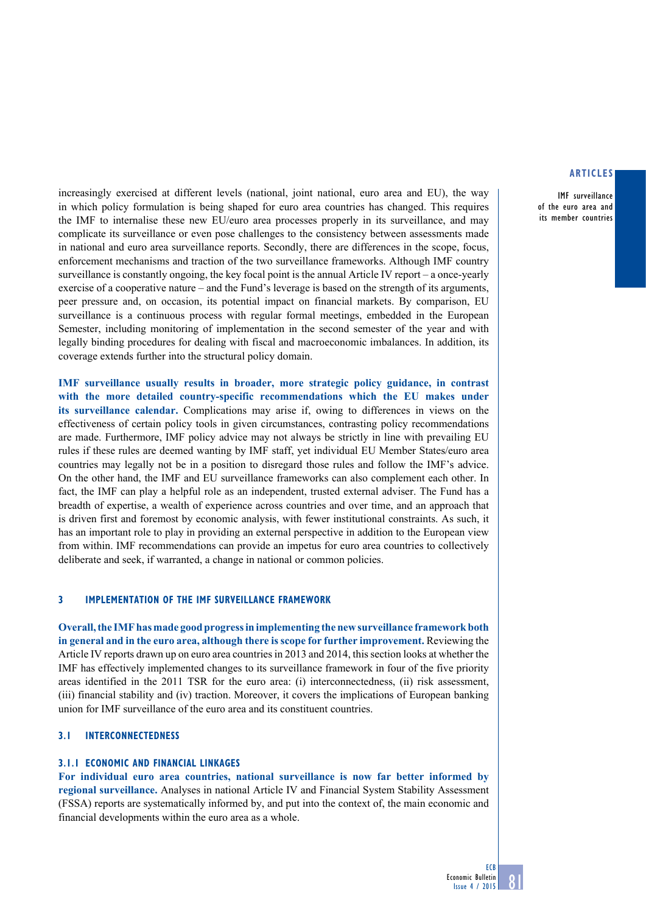increasingly exercised at different levels (national, joint national, euro area and EU), the way in which policy formulation is being shaped for euro area countries has changed. This requires the IMF to internalise these new EU/euro area processes properly in its surveillance, and may complicate its surveillance or even pose challenges to the consistency between assessments made in national and euro area surveillance reports. Secondly, there are differences in the scope, focus, enforcement mechanisms and traction of the two surveillance frameworks. Although IMF country surveillance is constantly ongoing, the key focal point is the annual Article IV report – a once-yearly exercise of a cooperative nature – and the Fund's leverage is based on the strength of its arguments, peer pressure and, on occasion, its potential impact on financial markets. By comparison, EU surveillance is a continuous process with regular formal meetings, embedded in the European Semester, including monitoring of implementation in the second semester of the year and with legally binding procedures for dealing with fiscal and macroeconomic imbalances. In addition, its coverage extends further into the structural policy domain.

**IMF surveillance usually results in broader, more strategic policy guidance, in contrast with the more detailed country-specific recommendations which the EU makes under its surveillance calendar.** Complications may arise if, owing to differences in views on the effectiveness of certain policy tools in given circumstances, contrasting policy recommendations are made. Furthermore, IMF policy advice may not always be strictly in line with prevailing EU rules if these rules are deemed wanting by IMF staff, yet individual EU Member States/euro area countries may legally not be in a position to disregard those rules and follow the IMF's advice. On the other hand, the IMF and EU surveillance frameworks can also complement each other. In fact, the IMF can play a helpful role as an independent, trusted external adviser. The Fund has a breadth of expertise, a wealth of experience across countries and over time, and an approach that is driven first and foremost by economic analysis, with fewer institutional constraints. As such, it has an important role to play in providing an external perspective in addition to the European view from within. IMF recommendations can provide an impetus for euro area countries to collectively deliberate and seek, if warranted, a change in national or common policies.

## 3 IMPLEMENTATION OF THE IMF SURVEILLANCE FRAMEWORK

**Overall, the IMF has made good progress in implementing the new surveillance framework both in general and in the euro area, although there is scope for further improvement.** Reviewing the Article IV reports drawn up on euro area countries in 2013 and 2014, this section looks at whether the IMF has effectively implemented changes to its surveillance framework in four of the five priority areas identified in the 2011 TSR for the euro area: (i) interconnectedness, (ii) risk assessment, (iii) financial stability and (iv) traction. Moreover, it covers the implications of European banking union for IMF surveillance of the euro area and its constituent countries.

### 3.1 INTERCONNECTEDNESS

#### 3.1.1 ECONOMIC AND FINANCIAL LINKAGES

**For individual euro area countries, national surveillance is now far better informed by regional surveillance.** Analyses in national Article IV and Financial System Stability Assessment (FSSA) reports are systematically informed by, and put into the context of, the main economic and financial developments within the euro area as a whole.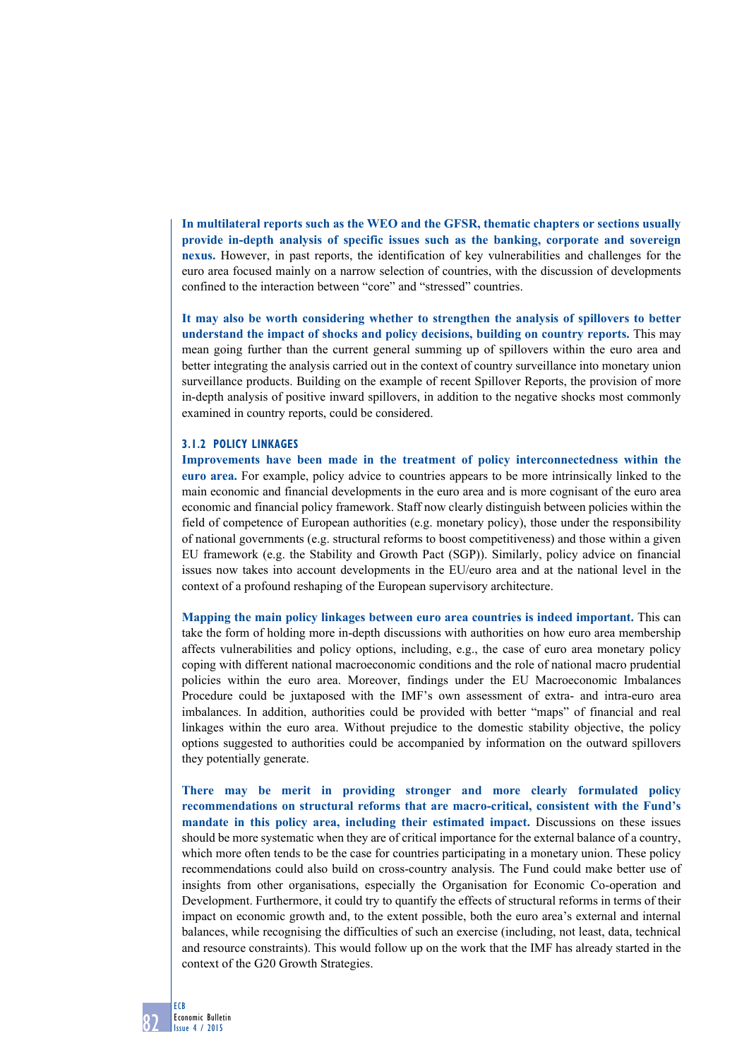**In multilateral reports such as the WEO and the GFSR, thematic chapters or sections usually provide in-depth analysis of specific issues such as the banking, corporate and sovereign nexus.** However, in past reports, the identification of key vulnerabilities and challenges for the euro area focused mainly on a narrow selection of countries, with the discussion of developments confined to the interaction between "core" and "stressed" countries.

**It may also be worth considering whether to strengthen the analysis of spillovers to better understand the impact of shocks and policy decisions, building on country reports.** This may mean going further than the current general summing up of spillovers within the euro area and better integrating the analysis carried out in the context of country surveillance into monetary union surveillance products. Building on the example of recent Spillover Reports, the provision of more in-depth analysis of positive inward spillovers, in addition to the negative shocks most commonly examined in country reports, could be considered.

### 3.1.2 POLICY LINKAGES

**Improvements have been made in the treatment of policy interconnectedness within the euro area.** For example, policy advice to countries appears to be more intrinsically linked to the main economic and financial developments in the euro area and is more cognisant of the euro area economic and financial policy framework. Staff now clearly distinguish between policies within the field of competence of European authorities (e.g. monetary policy), those under the responsibility of national governments (e.g. structural reforms to boost competitiveness) and those within a given EU framework (e.g. the Stability and Growth Pact (SGP)). Similarly, policy advice on financial issues now takes into account developments in the EU/euro area and at the national level in the context of a profound reshaping of the European supervisory architecture.

**Mapping the main policy linkages between euro area countries is indeed important.** This can take the form of holding more in-depth discussions with authorities on how euro area membership affects vulnerabilities and policy options, including, e.g., the case of euro area monetary policy coping with different national macroeconomic conditions and the role of national macro prudential policies within the euro area. Moreover, findings under the EU Macroeconomic Imbalances Procedure could be juxtaposed with the IMF's own assessment of extra- and intra-euro area imbalances. In addition, authorities could be provided with better "maps" of financial and real linkages within the euro area. Without prejudice to the domestic stability objective, the policy options suggested to authorities could be accompanied by information on the outward spillovers they potentially generate.

**There may be merit in providing stronger and more clearly formulated policy recommendations on structural reforms that are macro-critical, consistent with the Fund's mandate in this policy area, including their estimated impact.** Discussions on these issues should be more systematic when they are of critical importance for the external balance of a country, which more often tends to be the case for countries participating in a monetary union. These policy recommendations could also build on cross-country analysis. The Fund could make better use of insights from other organisations, especially the Organisation for Economic Co-operation and Development. Furthermore, it could try to quantify the effects of structural reforms in terms of their impact on economic growth and, to the extent possible, both the euro area's external and internal balances, while recognising the difficulties of such an exercise (including, not least, data, technical and resource constraints). This would follow up on the work that the IMF has already started in the context of the G20 Growth Strategies.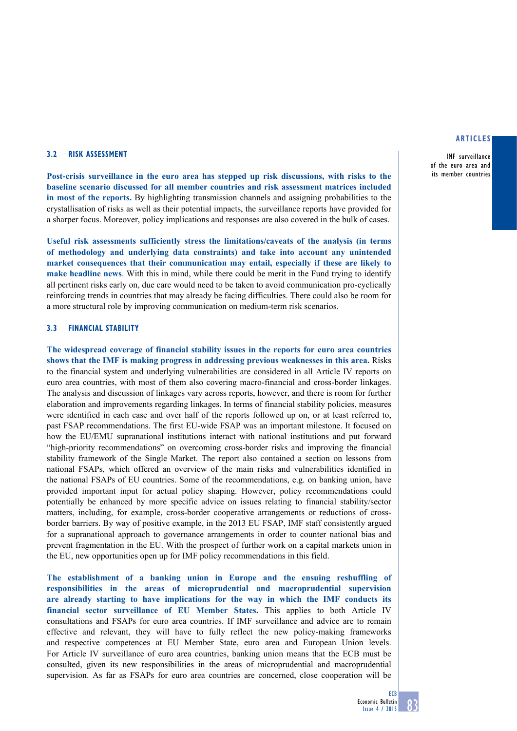### 3.2 RISK ASSESSMENT

**Post-crisis surveillance in the euro area has stepped up risk discussions, with risks to the baseline scenario discussed for all member countries and risk assessment matrices included in most of the reports.** By highlighting transmission channels and assigning probabilities to the crystallisation of risks as well as their potential impacts, the surveillance reports have provided for a sharper focus. Moreover, policy implications and responses are also covered in the bulk of cases.

**Useful risk assessments sufficiently stress the limitations/caveats of the analysis (in terms of methodology and underlying data constraints) and take into account any unintended market consequences that their communication may entail, especially if these are likely to make headline news**. With this in mind, while there could be merit in the Fund trying to identify all pertinent risks early on, due care would need to be taken to avoid communication pro-cyclically reinforcing trends in countries that may already be facing difficulties. There could also be room for a more structural role by improving communication on medium-term risk scenarios.

### 3.3 FINANCIAL STABILITY

**The widespread coverage of financial stability issues in the reports for euro area countries shows that the IMF is making progress in addressing previous weaknesses in this area.** Risks to the financial system and underlying vulnerabilities are considered in all Article IV reports on euro area countries, with most of them also covering macro-financial and cross-border linkages. The analysis and discussion of linkages vary across reports, however, and there is room for further elaboration and improvements regarding linkages. In terms of financial stability policies, measures were identified in each case and over half of the reports followed up on, or at least referred to, past FSAP recommendations. The first EU-wide FSAP was an important milestone. It focused on how the EU/EMU supranational institutions interact with national institutions and put forward "high-priority recommendations" on overcoming cross-border risks and improving the financial stability framework of the Single Market. The report also contained a section on lessons from national FSAPs, which offered an overview of the main risks and vulnerabilities identified in the national FSAPs of EU countries. Some of the recommendations, e.g. on banking union, have provided important input for actual policy shaping. However, policy recommendations could potentially be enhanced by more specific advice on issues relating to financial stability/sector matters, including, for example, cross-border cooperative arrangements or reductions of cross-border barriers. By way of positive example, in the 2013 EU FSAP, IMF staff consistently argued for a supranational approach to governance arrangements in order to counter national bias and prevent fragmentation in the EU. With the prospect of further work on a capital markets union in the EU, new opportunities open up for IMF policy recommendations in this field.

**The establishment of a banking union in Europe and the ensuing reshuffling of responsibilities in the areas of microprudential and macroprudential supervision are already starting to have implications for the way in which the IMF conducts its financial sector surveillance of EU Member States.** This applies to both Article IV consultations and FSAPs for euro area countries. If IMF surveillance and advice are to remain effective and relevant, they will have to fully reflect the new policy-making frameworks and respective competences at EU Member State, euro area and European Union levels. For Article IV surveillance of euro area countries, banking union means that the ECB must be consulted, given its new responsibilities in the areas of microprudential and macroprudential supervision. As far as FSAPs for euro area countries are concerned, close cooperation will be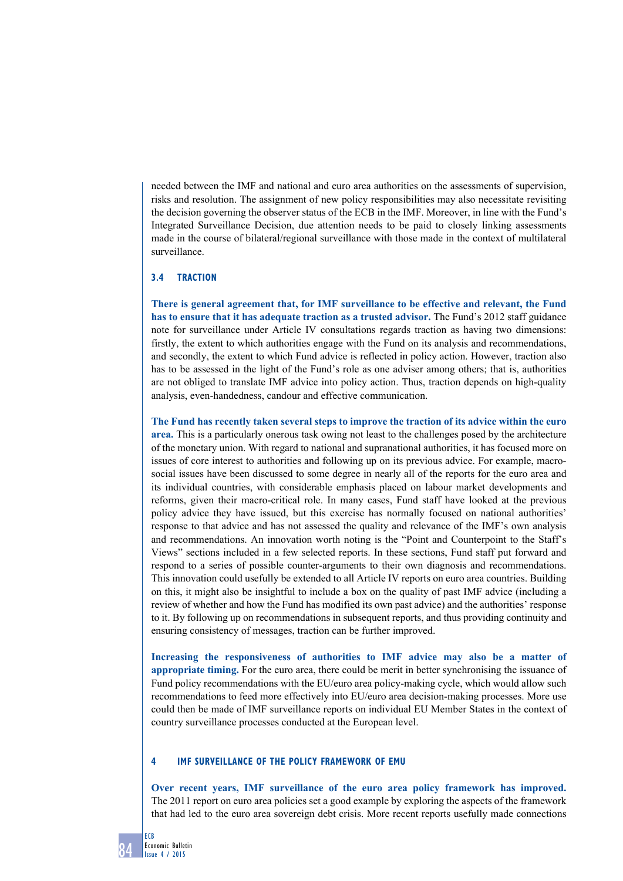needed between the IMF and national and euro area authorities on the assessments of supervision, risks and resolution. The assignment of new policy responsibilities may also necessitate revisiting the decision governing the observer status of the ECB in the IMF. Moreover, in line with the Fund's Integrated Surveillance Decision, due attention needs to be paid to closely linking assessments made in the course of bilateral/regional surveillance with those made in the context of multilateral surveillance.

### 3.4 TRACTION

**There is general agreement that, for IMF surveillance to be effective and relevant, the Fund has to ensure that it has adequate traction as a trusted advisor.** The Fund's 2012 staff guidance note for surveillance under Article IV consultations regards traction as having two dimensions: firstly, the extent to which authorities engage with the Fund on its analysis and recommendations, and secondly, the extent to which Fund advice is reflected in policy action. However, traction also has to be assessed in the light of the Fund's role as one adviser among others; that is, authorities are not obliged to translate IMF advice into policy action. Thus, traction depends on high-quality analysis, even-handedness, candour and effective communication.

**The Fund has recently taken several steps to improve the traction of its advice within the euro area.** This is a particularly onerous task owing not least to the challenges posed by the architecture of the monetary union. With regard to national and supranational authorities, it has focused more on issues of core interest to authorities and following up on its previous advice. For example, macro-social issues have been discussed to some degree in nearly all of the reports for the euro area and its individual countries, with considerable emphasis placed on labour market developments and reforms, given their macro-critical role. In many cases, Fund staff have looked at the previous policy advice they have issued, but this exercise has normally focused on national authorities' response to that advice and has not assessed the quality and relevance of the IMF's own analysis and recommendations. An innovation worth noting is the "Point and Counterpoint to the Staff's Views" sections included in a few selected reports. In these sections, Fund staff put forward and respond to a series of possible counter-arguments to their own diagnosis and recommendations. This innovation could usefully be extended to all Article IV reports on euro area countries. Building on this, it might also be insightful to include a box on the quality of past IMF advice (including a review of whether and how the Fund has modified its own past advice) and the authorities' response to it. By following up on recommendations in subsequent reports, and thus providing continuity and ensuring consistency of messages, traction can be further improved.

**Increasing the responsiveness of authorities to IMF advice may also be a matter of appropriate timing.** For the euro area, there could be merit in better synchronising the issuance of Fund policy recommendations with the EU/euro area policy-making cycle, which would allow such recommendations to feed more effectively into EU/euro area decision-making processes. More use could then be made of IMF surveillance reports on individual EU Member States in the context of country surveillance processes conducted at the European level.

## 4 IMF SURVEILLANCE OF THE POLICY FRAMEWORK OF EMU

**Over recent years, IMF surveillance of the euro area policy framework has improved.** The 2011 report on euro area policies set a good example by exploring the aspects of the framework that had led to the euro area sovereign debt crisis. More recent reports usefully made connections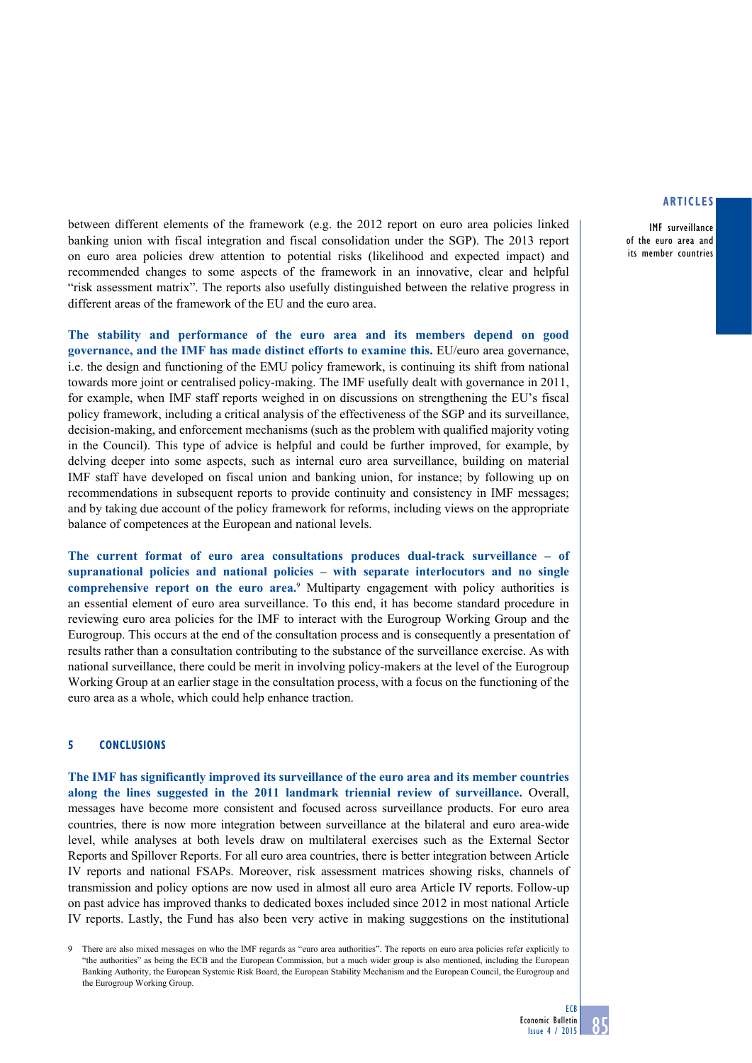between different elements of the framework (e.g. the 2012 report on euro area policies linked banking union with fiscal integration and fiscal consolidation under the SGP). The 2013 report on euro area policies drew attention to potential risks (likelihood and expected impact) and recommended changes to some aspects of the framework in an innovative, clear and helpful "risk assessment matrix". The reports also usefully distinguished between the relative progress in different areas of the framework of the EU and the euro area.

**The stability and performance of the euro area and its members depend on good governance, and the IMF has made distinct efforts to examine this.** EU/euro area governance, i.e. the design and functioning of the EMU policy framework, is continuing its shift from national towards more joint or centralised policy-making. The IMF usefully dealt with governance in 2011, for example, when IMF staff reports weighed in on discussions on strengthening the EU's fiscal policy framework, including a critical analysis of the effectiveness of the SGP and its surveillance, decision-making, and enforcement mechanisms (such as the problem with qualified majority voting in the Council). This type of advice is helpful and could be further improved, for example, by delving deeper into some aspects, such as internal euro area surveillance, building on material IMF staff have developed on fiscal union and banking union, for instance; by following up on recommendations in subsequent reports to provide continuity and consistency in IMF messages; and by taking due account of the policy framework for reforms, including views on the appropriate balance of competences at the European and national levels.

**The current format of euro area consultations produces dual-track surveillance – of supranational policies and national policies – with separate interlocutors and no single comprehensive report on the euro area.**[9] Multiparty engagement with policy authorities is an essential element of euro area surveillance. To this end, it has become standard procedure in reviewing euro area policies for the IMF to interact with the Eurogroup Working Group and the Eurogroup. This occurs at the end of the consultation process and is consequently a presentation of results rather than a consultation contributing to the substance of the surveillance exercise. As with national surveillance, there could be merit in involving policy-makers at the level of the Eurogroup Working Group at an earlier stage in the consultation process, with a focus on the functioning of the euro area as a whole, which could help enhance traction.

## 5 CONCLUSIONS

**The IMF has significantly improved its surveillance of the euro area and its member countries along the lines suggested in the 2011 landmark triennial review of surveillance.** Overall, messages have become more consistent and focused across surveillance products. For euro area countries, there is now more integration between surveillance at the bilateral and euro area-wide level, while analyses at both levels draw on multilateral exercises such as the External Sector Reports and Spillover Reports. For all euro area countries, there is better integration between Article IV reports and national FSAPs. Moreover, risk assessment matrices showing risks, channels of transmission and policy options are now used in almost all euro area Article IV reports. Follow-up on past advice has improved thanks to dedicated boxes included since 2012 in most national Article IV reports. Lastly, the Fund has also been very active in making suggestions on the institutional

9 There are also mixed messages on who the IMF regards as "euro area authorities". The reports on euro area policies refer explicitly to "the authorities" as being the ECB and the European Commission, but a much wider group is also mentioned, including the European Banking Authority, the European Systemic Risk Board, the European Stability Mechanism and the European Council, the Eurogroup and the Eurogroup Working Group.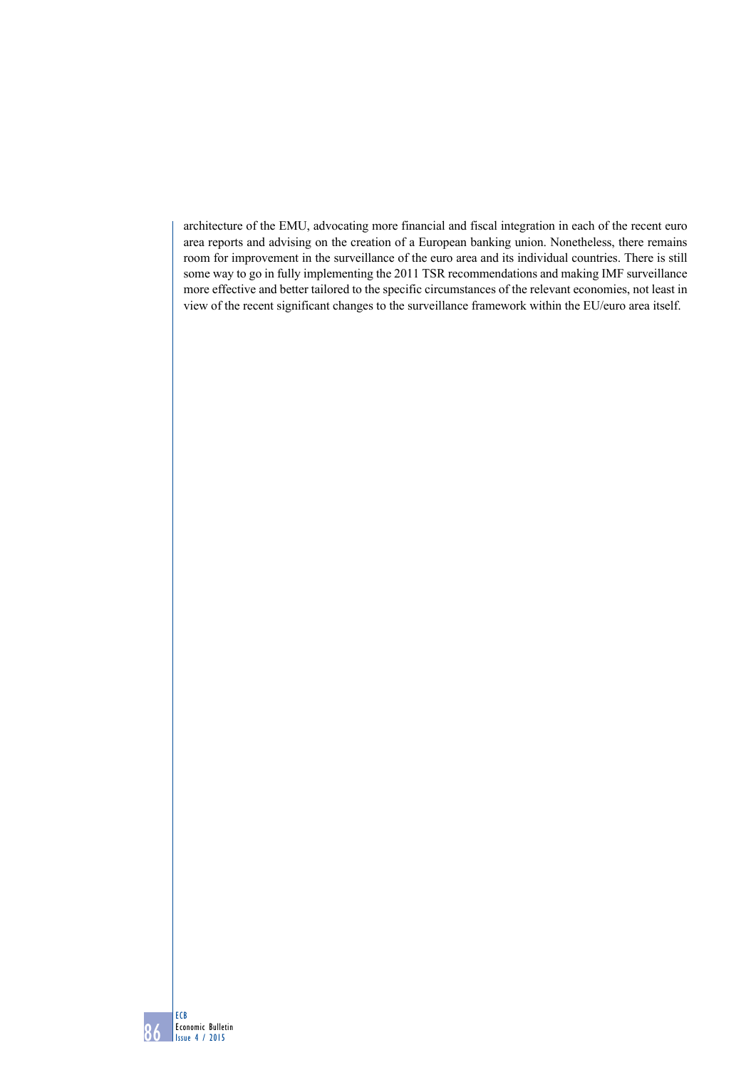architecture of the EMU, advocating more financial and fiscal integration in each of the recent euro area reports and advising on the creation of a European banking union. Nonetheless, there remains room for improvement in the surveillance of the euro area and its individual countries. There is still some way to go in fully implementing the 2011 TSR recommendations and making IMF surveillance more effective and better tailored to the specific circumstances of the relevant economies, not least in view of the recent significant changes to the surveillance framework within the EU/euro area itself.